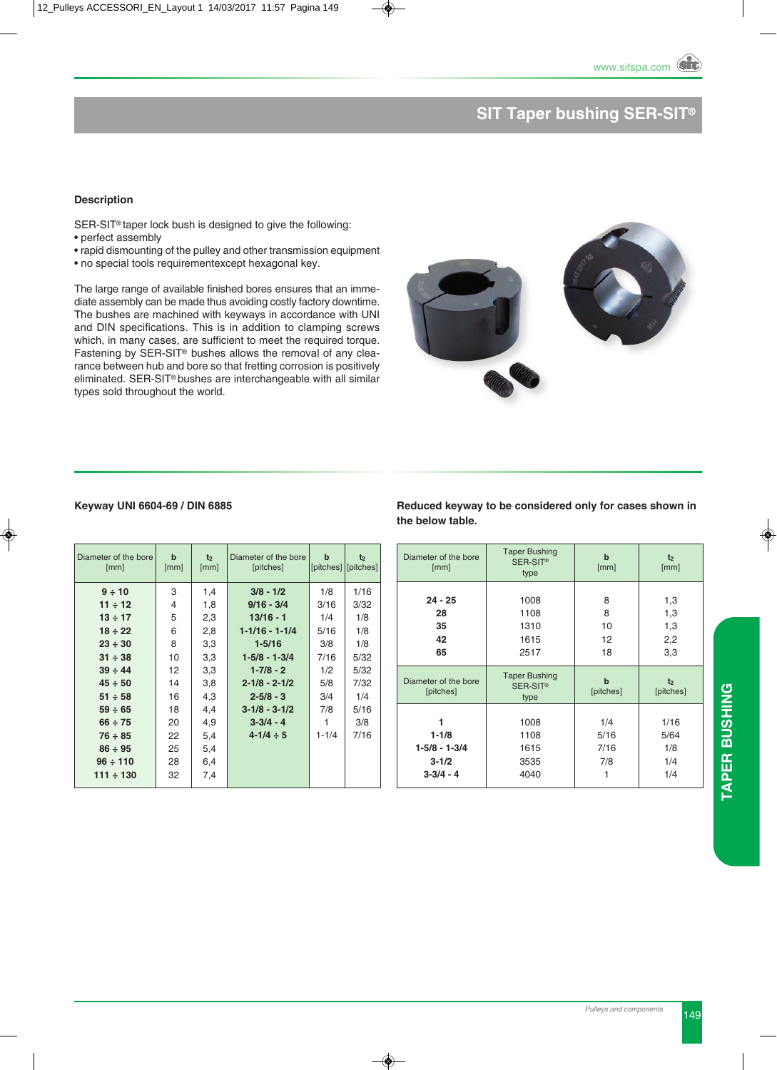# SIT Taper bushing SER-SIT®

### Description

SER-SIT® taper lock bush is designed to give the following:

- perfect assembly
- rapid dismounting of the pulley and other transmission equipment
- no special tools requirementexcept hexagonal key.

The large range of available finished bores ensures that an immediate assembly can be made thus avoiding costly factory downtime. The bushes are machined with keyways in accordance with UNI and DIN specifications. This is in addition to clamping screws which, in many cases, are sufficient to meet the required torque. Fastening by SER-SIT® bushes allows the removal of any clearance between hub and bore so that fretting corrosion is positively eliminated. SER-SIT® bushes are interchangeable with all similar types sold throughout the world.

### Keyway UNI 6604-69 / DIN 6885

| Diameter of the bore [mm] | b [mm] | $t_2$ [mm] | Diameter of the bore [pitches] | b [pitches] | $t_2$ [pitches] |
|---|---|---|---|---|---|
| **9 ÷ 10** | 3 | 1,4 | **3/8 - 1/2** | 1/8 | 1/16 |
| **11 ÷ 12** | 4 | 1,8 | **9/16 - 3/4** | 3/16 | 3/32 |
| **13 ÷ 17** | 5 | 2,3 | **13/16 - 1** | 1/4 | 1/8 |
| **18 ÷ 22** | 6 | 2,8 | **1-1/16 - 1-1/4** | 5/16 | 1/8 |
| **23 ÷ 30** | 8 | 3,3 | **1-5/16** | 3/8 | 1/8 |
| **31 ÷ 38** | 10 | 3,3 | **1-5/8 - 1-3/4** | 7/16 | 5/32 |
| **39 ÷ 44** | 12 | 3,3 | **1-7/8 - 2** | 1/2 | 5/32 |
| **45 ÷ 50** | 14 | 3,8 | **2-1/8 - 2-1/2** | 5/8 | 7/32 |
| **51 ÷ 58** | 16 | 4,3 | **2-5/8 - 3** | 3/4 | 1/4 |
| **59 ÷ 65** | 18 | 4,4 | **3-1/8 - 3-1/2** | 7/8 | 5/16 |
| **66 ÷ 75** | 20 | 4,9 | **3-3/4 - 4** | 1 | 3/8 |
| **76 ÷ 85** | 22 | 5,4 | **4-1/4 ÷ 5** | 1-1/4 | 7/16 |
| **86 ÷ 95** | 25 | 5,4 | | | |
| **96 ÷ 110** | 28 | 6,4 | | | |
| **111 ÷ 130** | 32 | 7,4 | | | |

### Reduced keyway to be considered only for cases shown in the below table.

| Diameter of the bore [mm] | Taper Bushing SER-SIT® type | b [mm] | $t_2$ [mm] |
|---|---|---|---|
| **24 - 25** | 1008 | 8 | 1,3 |
| **28** | 1108 | 8 | 1,3 |
| **35** | 1310 | 10 | 1,3 |
| **42** | 1615 | 12 | 2,2 |
| **65** | 2517 | 18 | 3,3 |
| **Diameter of the bore [pitches]** | **Taper Bushing SER-SIT® type** | **b [pitches]** | **$t_2$ [pitches]** |
| **1** | 1008 | 1/4 | 1/16 |
| **1-1/8** | 1108 | 5/16 | 5/64 |
| **1-5/8 - 1-3/4** | 1615 | 7/16 | 1/8 |
| **3-1/2** | 3535 | 7/8 | 1/4 |
| **3-3/4 - 4** | 4040 | 1 | 1/4 |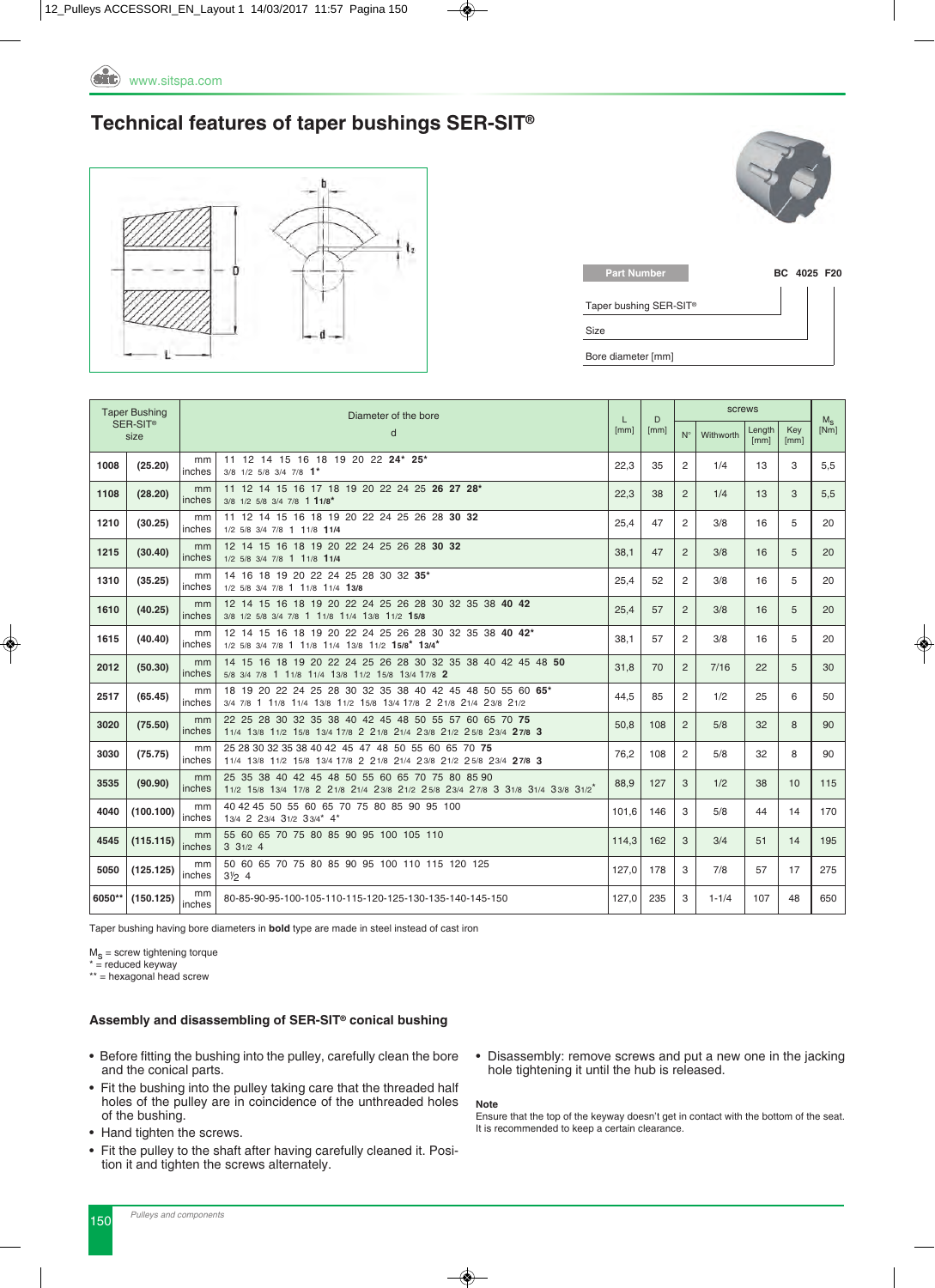# Technical features of taper bushings SER-SIT®

| Part Number | BC 4025 F20 |
|---|---|
| Taper bushing SER-SIT® | BC |
| Size | 4025 |
| Bore diameter [mm] | F20 |

| Taper Bushing SER-SIT® size | | | Diameter of the bore d | L [mm] | D [mm] | screws | | | | $M_S$ [Nm] |
|---|---|---|---|---|---|---|---|---|---|---|
| | | | | | | N° | Withworth | Length [mm] | Key [mm] | |
| 1008 | (25.20) | mm / inches | 11 12 14 15 16 18 19 20 22 **24*** **25*** / 3/8 1/2 5/8 3/4 7/8 **1*** | 22,3 | 35 | 2 | 1/4 | 13 | 3 | 5,5 |
| 1108 | (28.20) | mm / inches | 11 12 14 15 16 17 18 19 20 22 24 25 **26 27 28*** / 3/8 1/2 5/8 3/4 7/8 1 **1 1/8*** | 22,3 | 38 | 2 | 1/4 | 13 | 3 | 5,5 |
| 1210 | (30.25) | mm / inches | 11 12 14 15 16 18 19 20 22 24 25 26 28 **30 32** / 1/2 5/8 3/4 7/8 1 1 1/8 **1 1/4** | 25,4 | 47 | 2 | 3/8 | 16 | 5 | 20 |
| 1215 | (30.40) | mm / inches | 12 14 15 16 18 19 20 22 24 25 26 28 **30 32** / 1/2 5/8 3/4 7/8 1 1 1/8 **1 1/4** | 38,1 | 47 | 2 | 3/8 | 16 | 5 | 20 |
| 1310 | (35.25) | mm / inches | 14 16 18 19 20 22 24 25 28 30 32 **35*** / 1/2 5/8 3/4 7/8 1 1 1/8 1 1/4 **1 3/8** | 25,4 | 52 | 2 | 3/8 | 16 | 5 | 20 |
| 1610 | (40.25) | mm / inches | 12 14 15 16 18 19 20 22 24 25 26 28 30 32 35 38 **40 42** / 3/8 1/2 5/8 3/4 7/8 1 1 1/8 1 1/4 1 3/8 1 1/2 **1 5/8** | 25,4 | 57 | 2 | 3/8 | 16 | 5 | 20 |
| 1615 | (40.40) | mm / inches | 12 14 15 16 18 19 20 22 24 25 26 28 30 32 35 38 **40 42*** / 1/2 5/8 3/4 7/8 1 1 1/8 1 1/4 1 3/8 1 1/2 **1 5/8*** **1 3/4*** | 38,1 | 57 | 2 | 3/8 | 16 | 5 | 20 |
| 2012 | (50.30) | mm / inches | 14 15 16 18 19 20 22 24 25 26 28 30 32 35 38 40 42 45 48 **50** / 5/8 3/4 7/8 1 1 1/8 1 1/4 1 3/8 1 1/2 1 5/8 1 3/4 1 7/8 **2** | 31,8 | 70 | 2 | 7/16 | 22 | 5 | 30 |
| 2517 | (65.45) | mm / inches | 18 19 20 22 24 25 28 30 32 35 38 40 42 45 48 50 55 60 **65*** / 3/4 7/8 1 1 1/8 1 1/4 1 3/8 1 1/2 1 5/8 1 3/4 1 7/8 2 2 1/8 2 1/4 2 3/8 2 1/2 | 44,5 | 85 | 2 | 1/2 | 25 | 6 | 50 |
| 3020 | (75.50) | mm / inches | 22 25 28 30 32 35 38 40 42 45 48 50 55 57 60 65 70 **75** / 1 1/4 1 3/8 1 1/2 1 5/8 1 3/4 1 7/8 2 2 1/8 2 1/4 2 3/8 2 1/2 2 5/8 2 3/4 **2 7/8 3** | 50,8 | 108 | 2 | 5/8 | 32 | 8 | 90 |
| 3030 | (75.75) | mm / inches | 25 28 30 32 35 38 40 42 45 47 48 50 55 60 65 70 **75** / 1 1/4 1 3/8 1 1/2 1 5/8 1 3/4 1 7/8 2 2 1/8 2 1/4 2 3/8 2 1/2 2 5/8 2 3/4 **2 7/8 3** | 76,2 | 108 | 2 | 5/8 | 32 | 8 | 90 |
| 3535 | (90.90) | mm / inches | 25 35 38 40 42 45 48 50 55 60 65 70 75 80 85 90 / 1 1/2 1 5/8 1 3/4 1 7/8 2 2 1/8 2 1/4 2 3/8 2 1/2 2 5/8 2 3/4 2 7/8 3 3 1/8 3 1/4 3 3/8 3 1/2* | 88,9 | 127 | 3 | 1/2 | 38 | 10 | 115 |
| 4040 | (100.100) | mm / inches | 40 42 45 50 55 60 65 70 75 80 85 90 95 100 / 1 3/4 2 2 3/4 3 1/2 3 3/4* 4* | 101,6 | 146 | 3 | 5/8 | 44 | 14 | 170 |
| 4545 | (115.115) | mm / inches | 55 60 65 70 75 80 85 90 95 100 105 110 / 3 3 1/2 4 | 114,3 | 162 | 3 | 3/4 | 51 | 14 | 195 |
| 5050 | (125.125) | mm / inches | 50 60 65 70 75 80 85 90 95 100 110 115 120 125 / 3 1/2 4 | 127,0 | 178 | 3 | 7/8 | 57 | 17 | 275 |
| 6050** | (150.125) | mm / inches | 80-85-90-95-100-105-110-115-120-125-130-135-140-145-150 | 127,0 | 235 | 3 | 1-1/4 | 107 | 48 | 650 |

Taper bushing having bore diameters in **bold** type are made in steel instead of cast iron

$M_S$ = screw tightening torque
* = reduced keyway
** = hexagonal head screw

### Assembly and disassembling of SER-SIT® conical bushing

- Before fitting the bushing into the pulley, carefully clean the bore and the conical parts.
- Fit the bushing into the pulley taking care that the threaded half holes of the pulley are in coincidence of the unthreaded holes of the bushing.
- Hand tighten the screws.
- Fit the pulley to the shaft after having carefully cleaned it. Position it and tighten the screws alternately.
- Disassembly: remove screws and put a new one in the jacking hole tightening it until the hub is released.

**Note**

Ensure that the top of the keyway doesn't get in contact with the bottom of the seat. It is recommended to keep a certain clearance.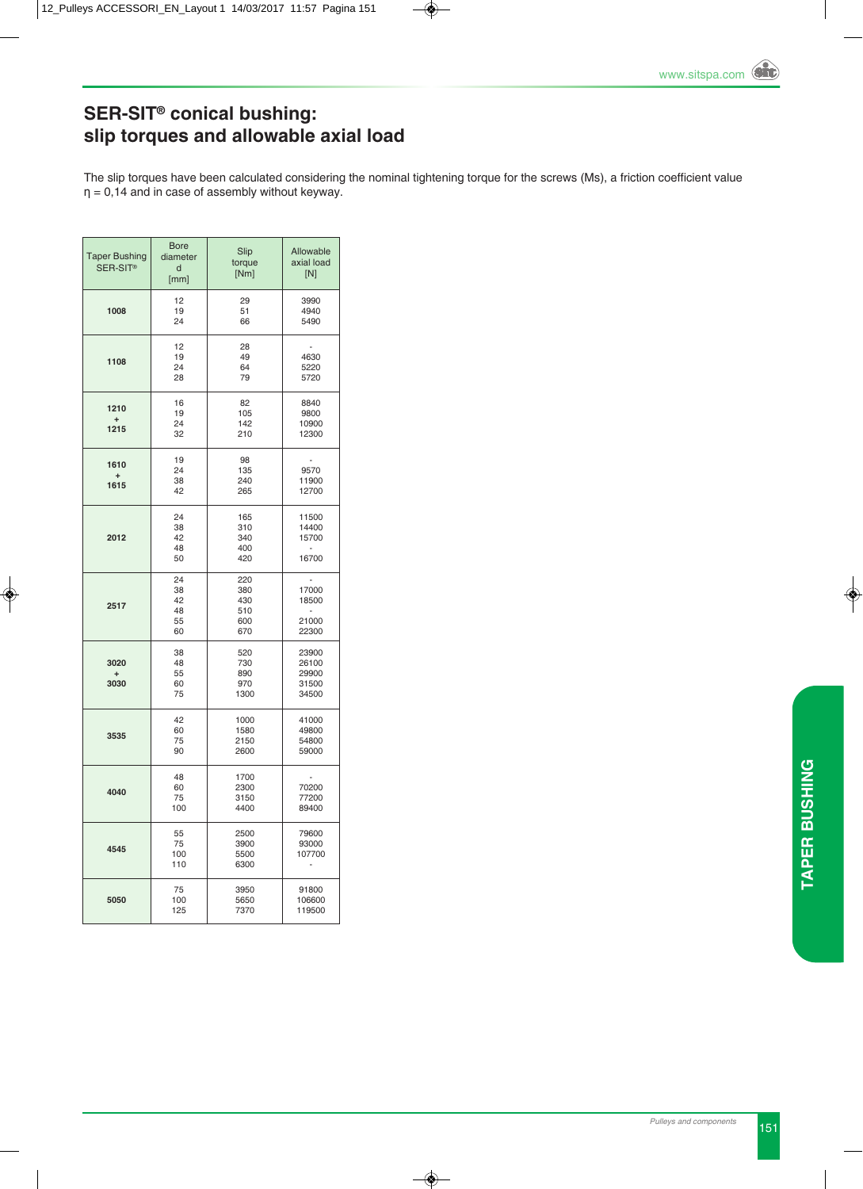# SER-SIT® conical bushing: slip torques and allowable axial load

The slip torques have been calculated considering the nominal tightening torque for the screws (Ms), a friction coefficient value η = 0,14 and in case of assembly without keyway.

| Taper Bushing SER-SIT® | Bore diameter d [mm] | Slip torque [Nm] | Allowable axial load [N] |
|---|---|---|---|
| **1008** | 12 | 29 | 3990 |
| | 19 | 51 | 4940 |
| | 24 | 66 | 5490 |
| **1108** | 12 | 28 | - |
| | 19 | 49 | 4630 |
| | 24 | 64 | 5220 |
| | 28 | 79 | 5720 |
| **1210 + 1215** | 16 | 82 | 8840 |
| | 19 | 105 | 9800 |
| | 24 | 142 | 10900 |
| | 32 | 210 | 12300 |
| **1610 + 1615** | 19 | 98 | - |
| | 24 | 135 | 9570 |
| | 38 | 240 | 11900 |
| | 42 | 265 | 12700 |
| **2012** | 24 | 165 | 11500 |
| | 38 | 310 | 14400 |
| | 42 | 340 | 15700 |
| | 48 | 400 | - |
| | 50 | 420 | 16700 |
| **2517** | 24 | 220 | - |
| | 38 | 380 | 17000 |
| | 42 | 430 | 18500 |
| | 48 | 510 | - |
| | 55 | 600 | 21000 |
| | 60 | 670 | 22300 |
| **3020 + 3030** | 38 | 520 | 23900 |
| | 48 | 730 | 26100 |
| | 55 | 890 | 29900 |
| | 60 | 970 | 31500 |
| | 75 | 1300 | 34500 |
| **3535** | 42 | 1000 | 41000 |
| | 60 | 1580 | 49800 |
| | 75 | 2150 | 54800 |
| | 90 | 2600 | 59000 |
| **4040** | 48 | 1700 | - |
| | 60 | 2300 | 70200 |
| | 75 | 3150 | 77200 |
| | 100 | 4400 | 89400 |
| **4545** | 55 | 2500 | 79600 |
| | 75 | 3900 | 93000 |
| | 100 | 5500 | 107700 |
| | 110 | 6300 | - |
| **5050** | 75 | 3950 | 91800 |
| | 100 | 5650 | 106600 |
| | 125 | 7370 | 119500 |

TAPER BUSHING